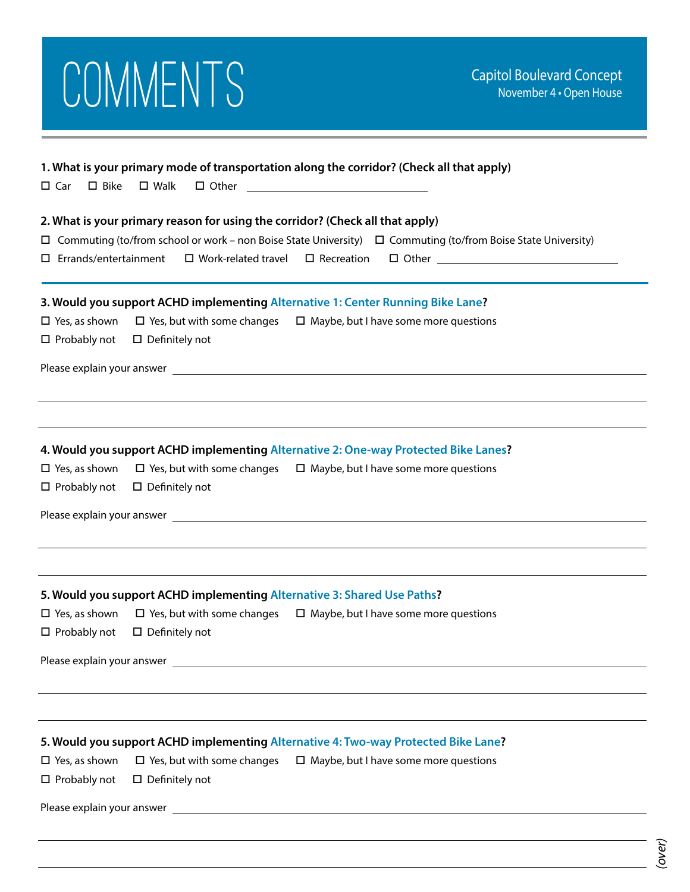# COMMENTS

Capitol Boulevard Concept
November 4 • Open House

**1. What is your primary mode of transportation along the corridor? (Check all that apply)**

☐ Car ☐ Bike ☐ Walk ☐ Other ______________________

**2. What is your primary reason for using the corridor? (Check all that apply)**

☐ Commuting (to/from school or work – non Boise State University) ☐ Commuting (to/from Boise State University)

☐ Errands/entertainment ☐ Work-related travel ☐ Recreation ☐ Other ______________________

**3. Would you support ACHD implementing Alternative 1: Center Running Bike Lane?**

☐ Yes, as shown ☐ Yes, but with some changes ☐ Maybe, but I have some more questions

☐ Probably not ☐ Definitely not

Please explain your answer ______________________

**4. Would you support ACHD implementing Alternative 2: One-way Protected Bike Lanes?**

☐ Yes, as shown ☐ Yes, but with some changes ☐ Maybe, but I have some more questions

☐ Probably not ☐ Definitely not

Please explain your answer ______________________

**5. Would you support ACHD implementing Alternative 3: Shared Use Paths?**

☐ Yes, as shown ☐ Yes, but with some changes ☐ Maybe, but I have some more questions

☐ Probably not ☐ Definitely not

Please explain your answer ______________________

**5. Would you support ACHD implementing Alternative 4: Two-way Protected Bike Lane?**

☐ Yes, as shown ☐ Yes, but with some changes ☐ Maybe, but I have some more questions

☐ Probably not ☐ Definitely not

Please explain your answer ______________________

*(over)*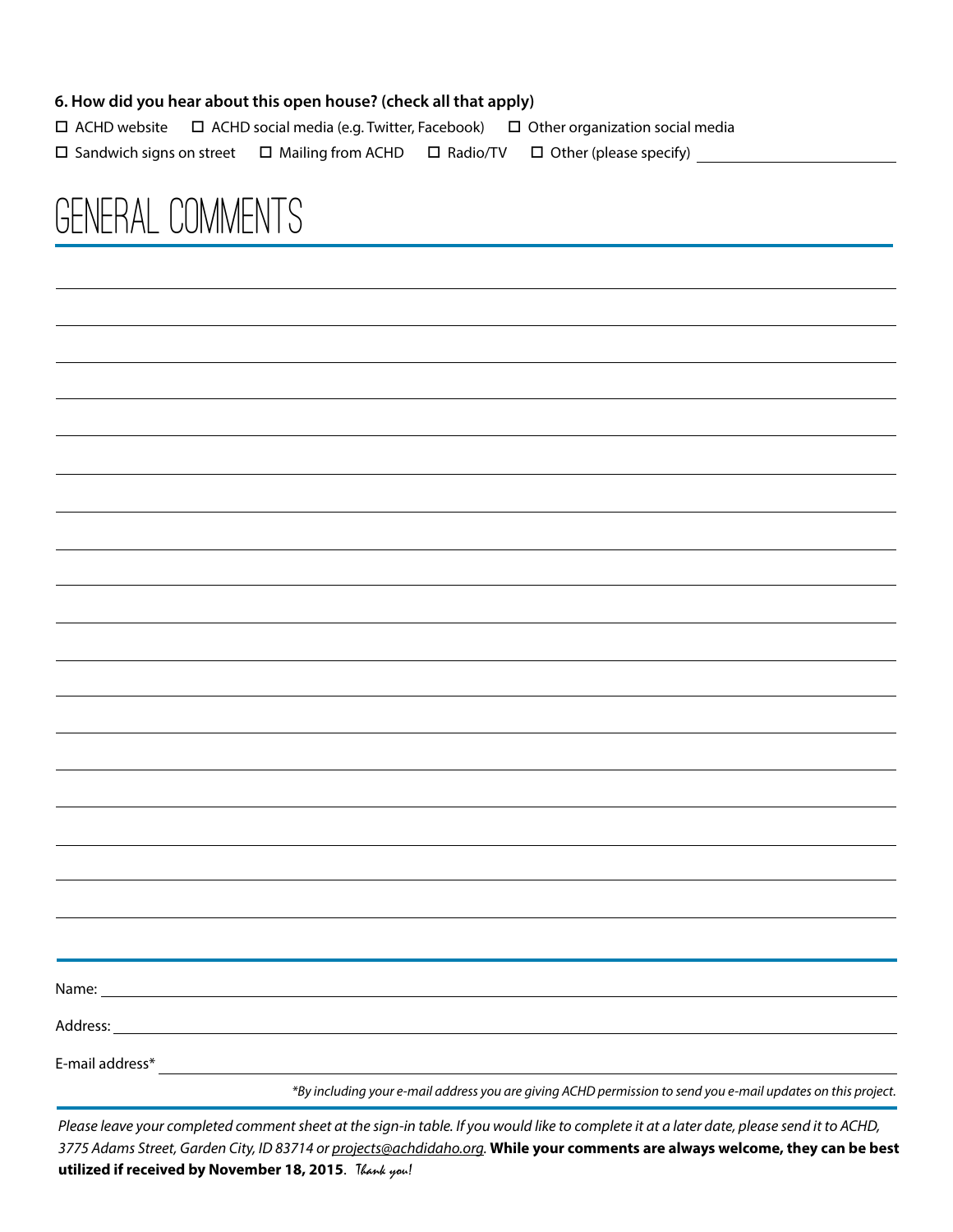**6. How did you hear about this open house? (check all that apply)**

☐ ACHD website ☐ ACHD social media (e.g. Twitter, Facebook) ☐ Other organization social media

☐ Sandwich signs on street ☐ Mailing from ACHD ☐ Radio/TV ☐ Other (please specify) ____________________

# GENERAL COMMENTS

Name: ____________________

Address: ____________________

E-mail address* ____________________

*\*By including your e-mail address you are giving ACHD permission to send you e-mail updates on this project.*

*Please leave your completed comment sheet at the sign-in table. If you would like to complete it at a later date, please send it to ACHD, 3775 Adams Street, Garden City, ID 83714 or projects@achdidaho.org.* **While your comments are always welcome, they can be best utilized if received by November 18, 2015**. *Thank you!*